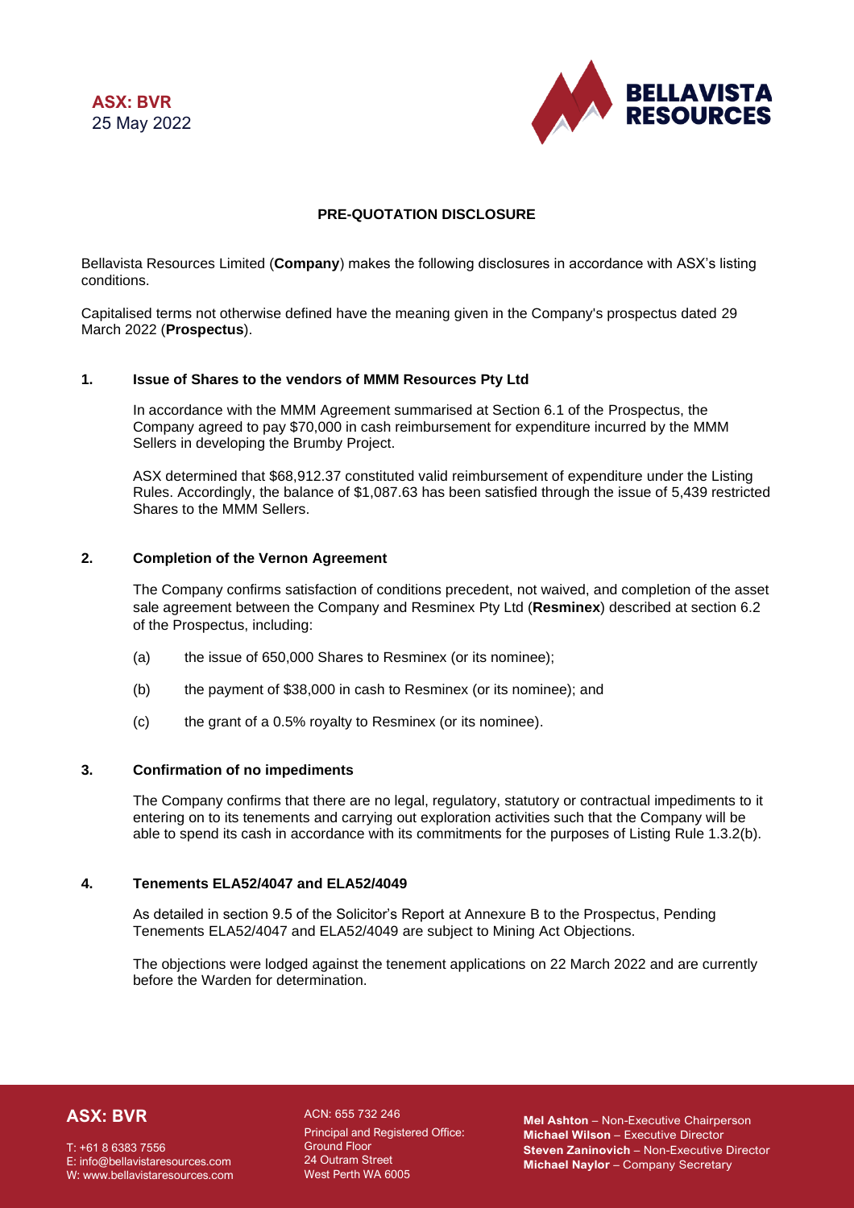**ASX: BVR**
25 May 2022

**PRE-QUOTATION DISCLOSURE**

Bellavista Resources Limited (**Company**) makes the following disclosures in accordance with ASX's listing conditions.

Capitalised terms not otherwise defined have the meaning given in the Company's prospectus dated 29 March 2022 (**Prospectus**).

## 1. Issue of Shares to the vendors of MMM Resources Pty Ltd

In accordance with the MMM Agreement summarised at Section 6.1 of the Prospectus, the Company agreed to pay $70,000 in cash reimbursement for expenditure incurred by the MMM Sellers in developing the Brumby Project.

ASX determined that $68,912.37 constituted valid reimbursement of expenditure under the Listing Rules. Accordingly, the balance of $1,087.63 has been satisfied through the issue of 5,439 restricted Shares to the MMM Sellers.

## 2. Completion of the Vernon Agreement

The Company confirms satisfaction of conditions precedent, not waived, and completion of the asset sale agreement between the Company and Resminex Pty Ltd (**Resminex**) described at section 6.2 of the Prospectus, including:

(a) the issue of 650,000 Shares to Resminex (or its nominee);

(b) the payment of $38,000 in cash to Resminex (or its nominee); and

(c) the grant of a 0.5% royalty to Resminex (or its nominee).

## 3. Confirmation of no impediments

The Company confirms that there are no legal, regulatory, statutory or contractual impediments to it entering on to its tenements and carrying out exploration activities such that the Company will be able to spend its cash in accordance with its commitments for the purposes of Listing Rule 1.3.2(b).

## 4. Tenements ELA52/4047 and ELA52/4049

As detailed in section 9.5 of the Solicitor's Report at Annexure B to the Prospectus, Pending Tenements ELA52/4047 and ELA52/4049 are subject to Mining Act Objections.

The objections were lodged against the tenement applications on 22 March 2022 and are currently before the Warden for determination.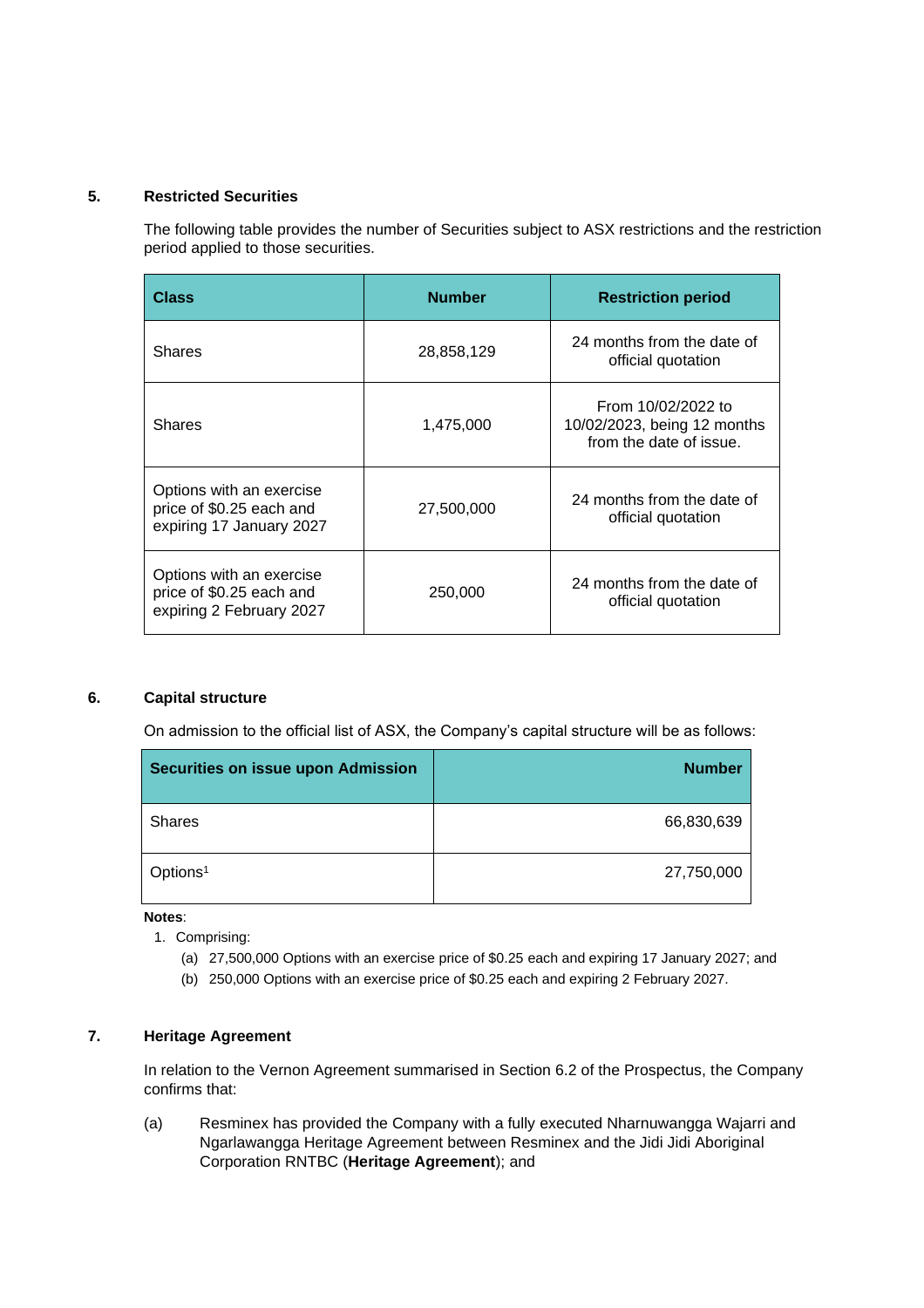## 5. Restricted Securities

The following table provides the number of Securities subject to ASX restrictions and the restriction period applied to those securities.

| Class | Number | Restriction period |
|---|---|---|
| Shares | 28,858,129 | 24 months from the date of official quotation |
| Shares | 1,475,000 | From 10/02/2022 to 10/02/2023, being 12 months from the date of issue. |
| Options with an exercise price of $0.25 each and expiring 17 January 2027 | 27,500,000 | 24 months from the date of official quotation |
| Options with an exercise price of $0.25 each and expiring 2 February 2027 | 250,000 | 24 months from the date of official quotation |

## 6. Capital structure

On admission to the official list of ASX, the Company's capital structure will be as follows:

| Securities on issue upon Admission | Number |
|---|---:|
| Shares | 66,830,639 |
| Options[1] | 27,750,000 |

**Notes**:

1. Comprising:
   (a) 27,500,000 Options with an exercise price of $0.25 each and expiring 17 January 2027; and
   (b) 250,000 Options with an exercise price of $0.25 each and expiring 2 February 2027.

## 7. Heritage Agreement

In relation to the Vernon Agreement summarised in Section 6.2 of the Prospectus, the Company confirms that:

(a) Resminex has provided the Company with a fully executed Nharnuwangga Wajarri and Ngarlawangga Heritage Agreement between Resminex and the Jidi Jidi Aboriginal Corporation RNTBC (**Heritage Agreement**); and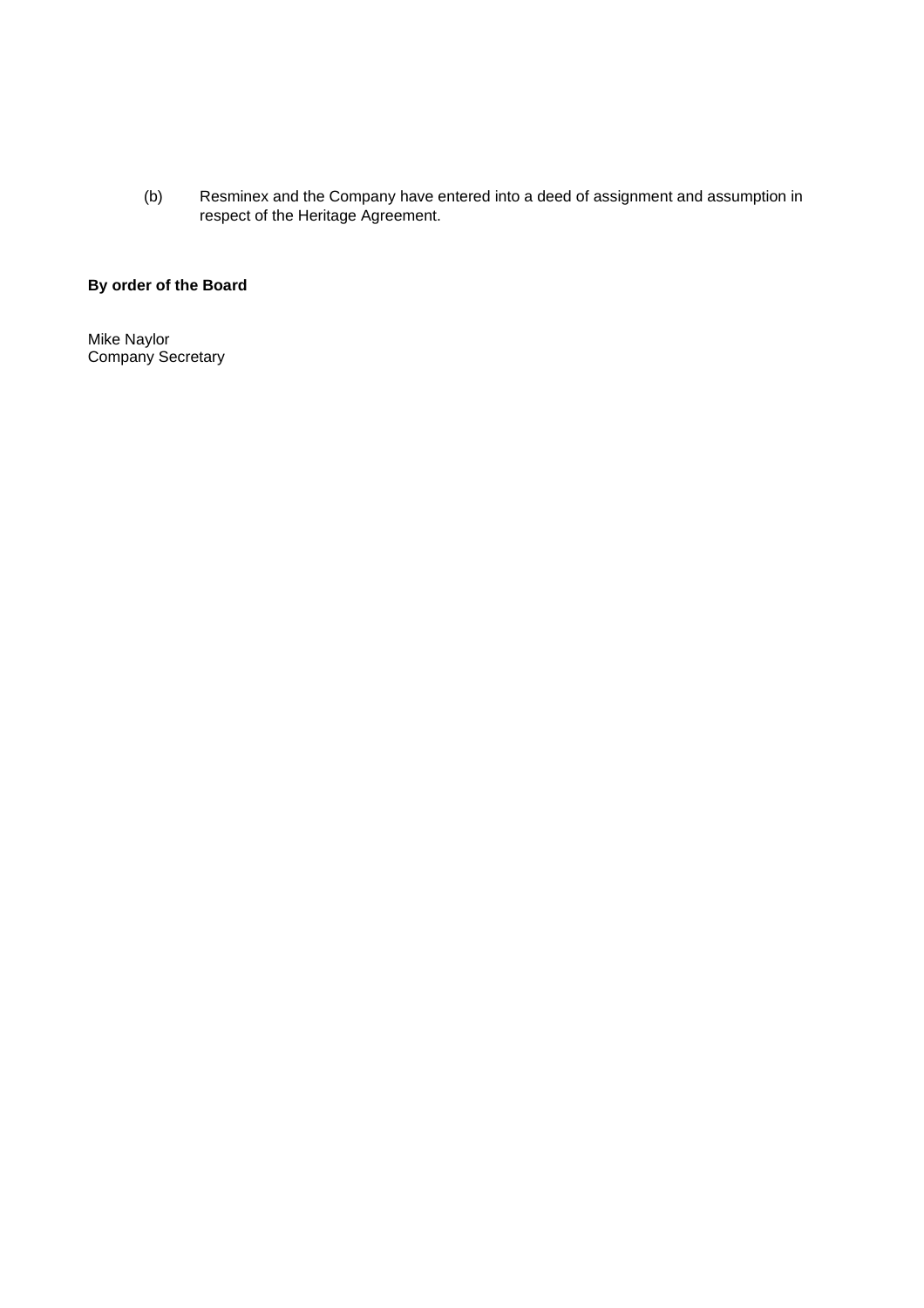(b) Resminex and the Company have entered into a deed of assignment and assumption in respect of the Heritage Agreement.

**By order of the Board**

Mike Naylor
Company Secretary